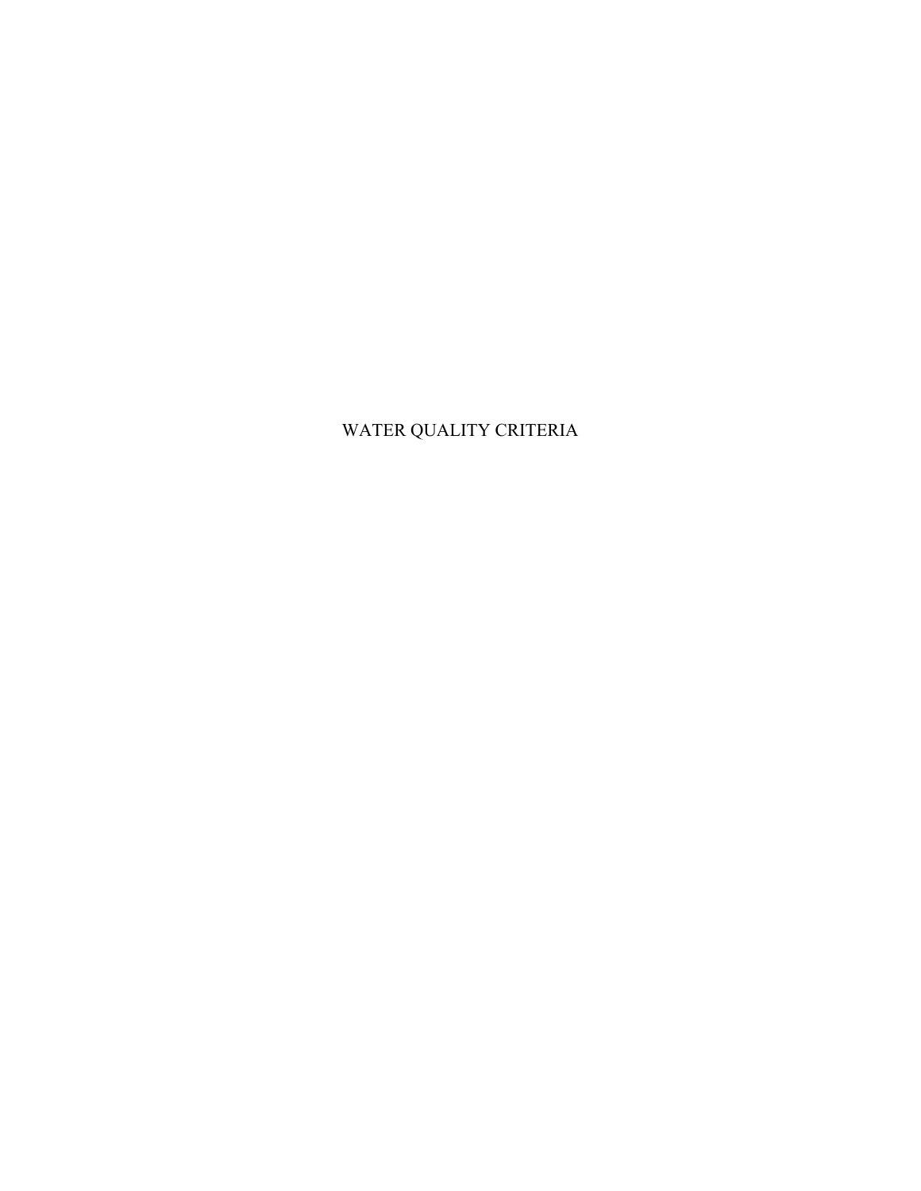# WATER QUALITY CRITERIA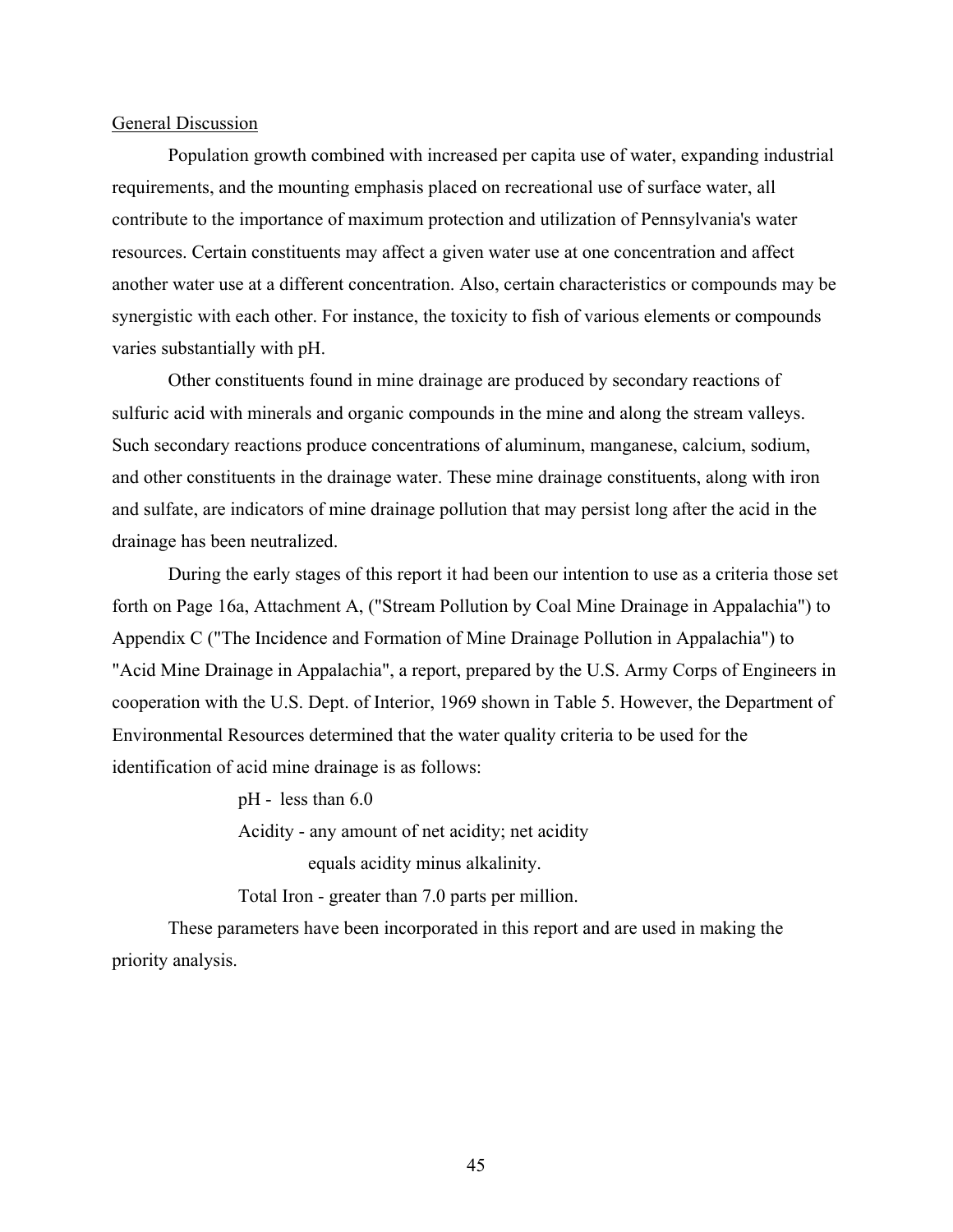## General Discussion

Population growth combined with increased per capita use of water, expanding industrial requirements, and the mounting emphasis placed on recreational use of surface water, all contribute to the importance of maximum protection and utilization of Pennsylvania's water resources. Certain constituents may affect a given water use at one concentration and affect another water use at a different concentration. Also, certain characteristics or compounds may be synergistic with each other. For instance, the toxicity to fish of various elements or compounds varies substantially with pH.

Other constituents found in mine drainage are produced by secondary reactions of sulfuric acid with minerals and organic compounds in the mine and along the stream valleys. Such secondary reactions produce concentrations of aluminum, manganese, calcium, sodium, and other constituents in the drainage water. These mine drainage constituents, along with iron and sulfate, are indicators of mine drainage pollution that may persist long after the acid in the drainage has been neutralized.

During the early stages of this report it had been our intention to use as a criteria those set forth on Page 16a, Attachment A, ("Stream Pollution by Coal Mine Drainage in Appalachia") to Appendix C ("The Incidence and Formation of Mine Drainage Pollution in Appalachia") to "Acid Mine Drainage in Appalachia", a report, prepared by the U.S. Army Corps of Engineers in cooperation with the U.S. Dept. of Interior, 1969 shown in Table 5. However, the Department of Environmental Resources determined that the water quality criteria to be used for the identification of acid mine drainage is as follows:

> pH - less than 6.0
>
> Acidity - any amount of net acidity; net acidity equals acidity minus alkalinity.
>
> Total Iron - greater than 7.0 parts per million.

These parameters have been incorporated in this report and are used in making the priority analysis.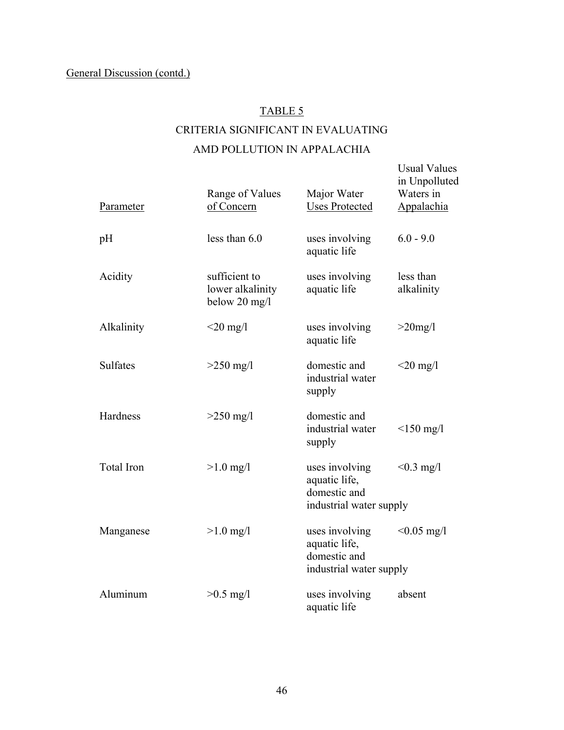General Discussion (contd.)

## TABLE 5

## CRITERIA SIGNIFICANT IN EVALUATING AMD POLLUTION IN APPALACHIA

| Parameter | Range of Values of Concern | Major Water Uses Protected | Usual Values in Unpolluted Waters in Appalachia |
|---|---|---|---|
| pH | less than 6.0 | uses involving aquatic life | 6.0 - 9.0 |
| Acidity | sufficient to lower alkalinity below 20 mg/l | uses involving aquatic life | less than alkalinity |
| Alkalinity | <20 mg/l | uses involving aquatic life | >20mg/l |
| Sulfates | >250 mg/l | domestic and industrial water supply | <20 mg/l |
| Hardness | >250 mg/l | domestic and industrial water supply | <150 mg/l |
| Total Iron | >1.0 mg/l | uses involving aquatic life, domestic and industrial water supply | <0.3 mg/l |
| Manganese | >1.0 mg/l | uses involving aquatic life, domestic and industrial water supply | <0.05 mg/l |
| Aluminum | >0.5 mg/l | uses involving aquatic life | absent |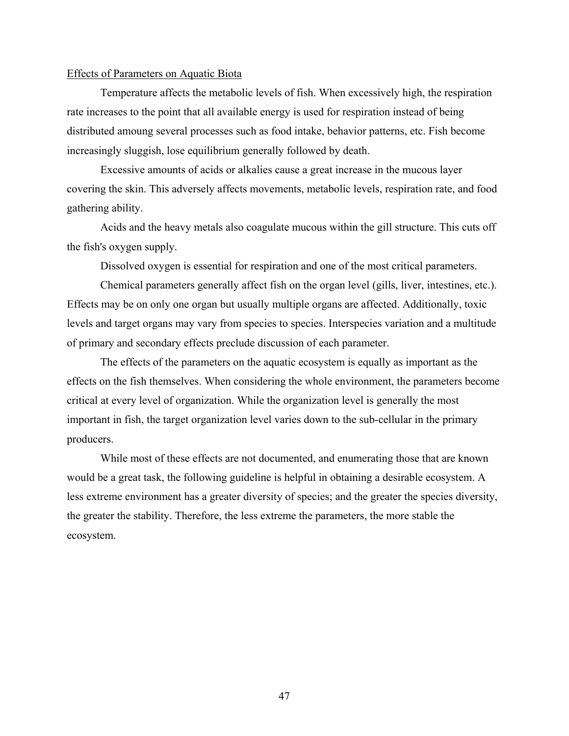Effects of Parameters on Aquatic Biota

Temperature affects the metabolic levels of fish. When excessively high, the respiration rate increases to the point that all available energy is used for respiration instead of being distributed amoung several processes such as food intake, behavior patterns, etc. Fish become increasingly sluggish, lose equilibrium generally followed by death.

Excessive amounts of acids or alkalies cause a great increase in the mucous layer covering the skin. This adversely affects movements, metabolic levels, respiration rate, and food gathering ability.

Acids and the heavy metals also coagulate mucous within the gill structure. This cuts off the fish's oxygen supply.

Dissolved oxygen is essential for respiration and one of the most critical parameters.

Chemical parameters generally affect fish on the organ level (gills, liver, intestines, etc.). Effects may be on only one organ but usually multiple organs are affected. Additionally, toxic levels and target organs may vary from species to species. Interspecies variation and a multitude of primary and secondary effects preclude discussion of each parameter.

The effects of the parameters on the aquatic ecosystem is equally as important as the effects on the fish themselves. When considering the whole environment, the parameters become critical at every level of organization. While the organization level is generally the most important in fish, the target organization level varies down to the sub-cellular in the primary producers.

While most of these effects are not documented, and enumerating those that are known would be a great task, the following guideline is helpful in obtaining a desirable ecosystem. A less extreme environment has a greater diversity of species; and the greater the species diversity, the greater the stability. Therefore, the less extreme the parameters, the more stable the ecosystem.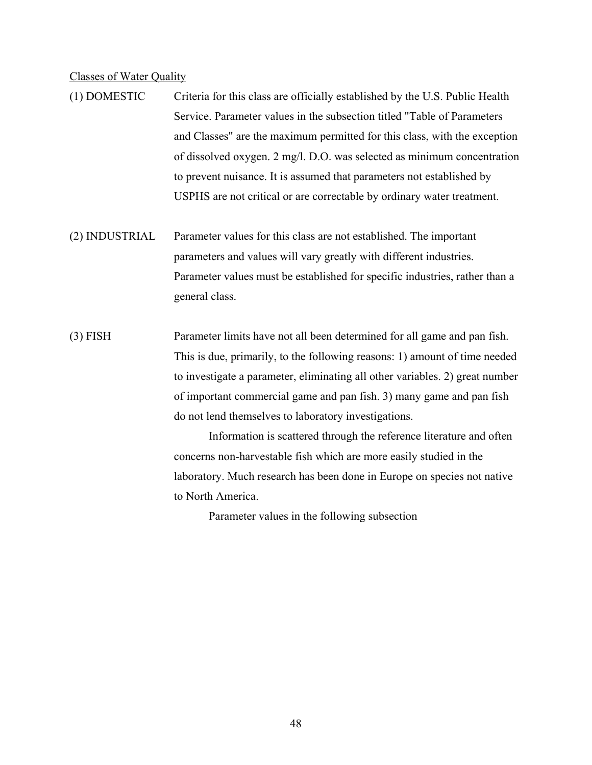Classes of Water Quality

(1) DOMESTIC

Criteria for this class are officially established by the U.S. Public Health Service. Parameter values in the subsection titled "Table of Parameters and Classes" are the maximum permitted for this class, with the exception of dissolved oxygen. 2 mg/l. D.O. was selected as minimum concentration to prevent nuisance. It is assumed that parameters not established by USPHS are not critical or are correctable by ordinary water treatment.

(2) INDUSTRIAL

Parameter values for this class are not established. The important parameters and values will vary greatly with different industries. Parameter values must be established for specific industries, rather than a general class.

(3) FISH

Parameter limits have not all been determined for all game and pan fish. This is due, primarily, to the following reasons: 1) amount of time needed to investigate a parameter, eliminating all other variables. 2) great number of important commercial game and pan fish. 3) many game and pan fish do not lend themselves to laboratory investigations.

Information is scattered through the reference literature and often concerns non-harvestable fish which are more easily studied in the laboratory. Much research has been done in Europe on species not native to North America.

Parameter values in the following subsection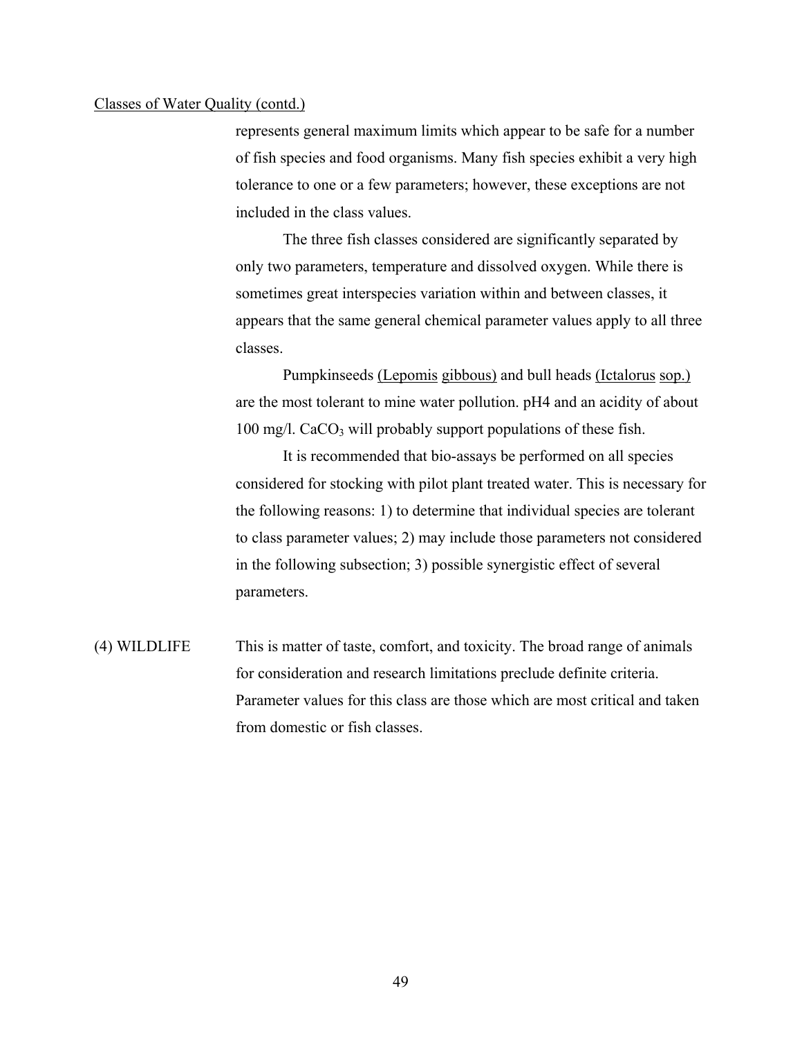Classes of Water Quality (contd.)

represents general maximum limits which appear to be safe for a number of fish species and food organisms. Many fish species exhibit a very high tolerance to one or a few parameters; however, these exceptions are not included in the class values.

The three fish classes considered are significantly separated by only two parameters, temperature and dissolved oxygen. While there is sometimes great interspecies variation within and between classes, it appears that the same general chemical parameter values apply to all three classes.

Pumpkinseeds (Lepomis gibbous) and bull heads (Ictalorus sop.) are the most tolerant to mine water pollution. pH4 and an acidity of about 100 mg/l. $CaCO_3$ will probably support populations of these fish.

It is recommended that bio-assays be performed on all species considered for stocking with pilot plant treated water. This is necessary for the following reasons: 1) to determine that individual species are tolerant to class parameter values; 2) may include those parameters not considered in the following subsection; 3) possible synergistic effect of several parameters.

(4) WILDLIFE This is matter of taste, comfort, and toxicity. The broad range of animals for consideration and research limitations preclude definite criteria. Parameter values for this class are those which are most critical and taken from domestic or fish classes.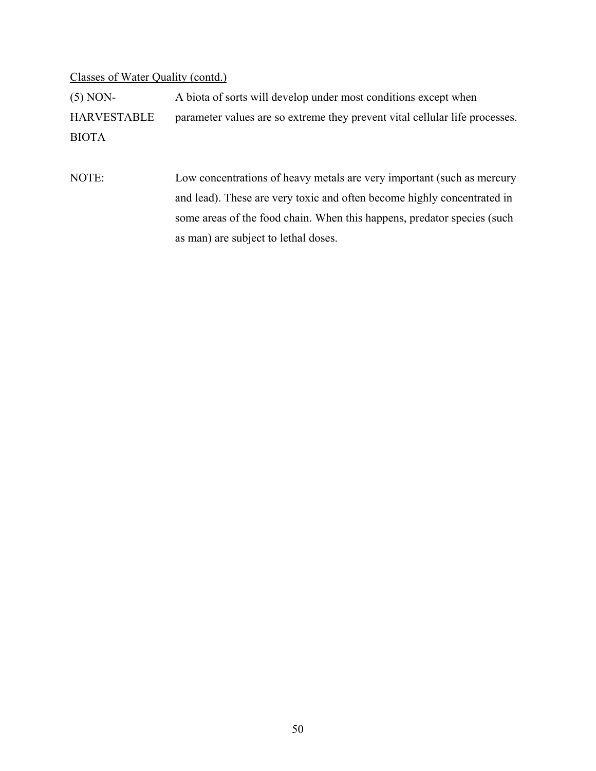<u>Classes of Water Quality (contd.)</u>

| | |
|---|---|
| (5) NON-HARVESTABLE BIOTA | A biota of sorts will develop under most conditions except when parameter values are so extreme they prevent vital cellular life processes. |
| NOTE: | Low concentrations of heavy metals are very important (such as mercury and lead). These are very toxic and often become highly concentrated in some areas of the food chain. When this happens, predator species (such as man) are subject to lethal doses. |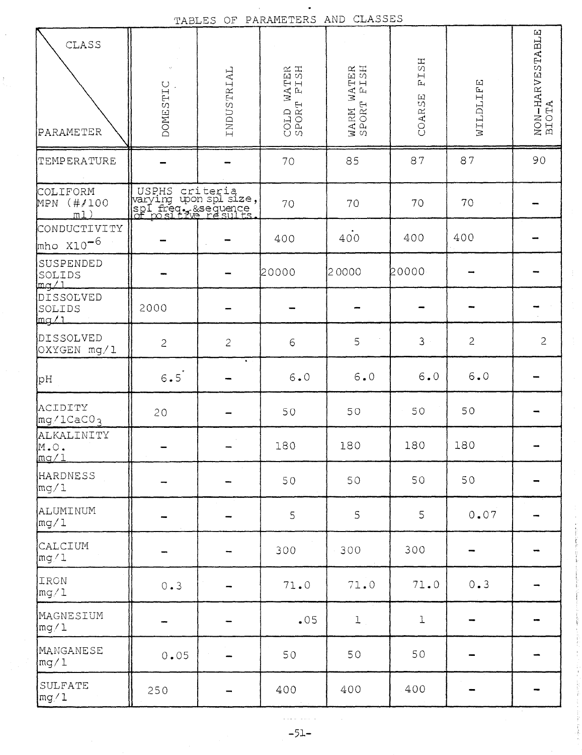TABLES OF PARAMETERS AND CLASSES

| PARAMETER \ CLASS | DOMESTIC | INDUSTRIAL | COLD WATER SPORT FISH | WARM WATER SPORT FISH | COARSE FISH | WILDLIFE | NON-HARVESTABLE BIOTA |
|---|---|---|---|---|---|---|---|
| TEMPERATURE | – | – | 70 | 85 | 87 | 87 | 90 |
| COLIFORM MPN (#/100 ml) | USPHS criteria varying upon spl size, spl freq., & sequence of positive results. | | 70 | 70 | 70 | 70 | – |
| CONDUCTIVITY mho $X10^{-6}$ | – | – | 400 | 400 | 400 | 400 | – |
| SUSPENDED SOLIDS mg/l | – | – | 20000 | 20000 | 20000 | – | – |
| DISSOLVED SOLIDS mg/l | 2000 | – | – | – | – | – | – |
| DISSOLVED OXYGEN mg/l | 2 | 2 | 6 | 5 | 3 | 2 | 2 |
| pH | 6.5 | – | 6.0 | 6.0 | 6.0 | 6.0 | – |
| ACIDITY mg/l $CaCO_3$ | 20 | – | 50 | 50 | 50 | 50 | – |
| ALKALINITY M.O. mg/l | – | – | 180 | 180 | 180 | 180 | – |
| HARDNESS mg/l | – | – | 50 | 50 | 50 | 50 | – |
| ALUMINUM mg/l | – | – | 5 | 5 | 5 | 0.07 | – |
| CALCIUM mg/l | – | – | 300 | 300 | 300 | – | – |
| IRON mg/l | 0.3 | – | 71.0 | 71.0 | 71.0 | 0.3 | – |
| MAGNESIUM mg/l | – | – | .05 | 1 | 1 | – | – |
| MANGANESE mg/l | 0.05 | – | 50 | 50 | 50 | – | – |
| SULFATE mg/l | 250 | – | 400 | 400 | 400 | – | – |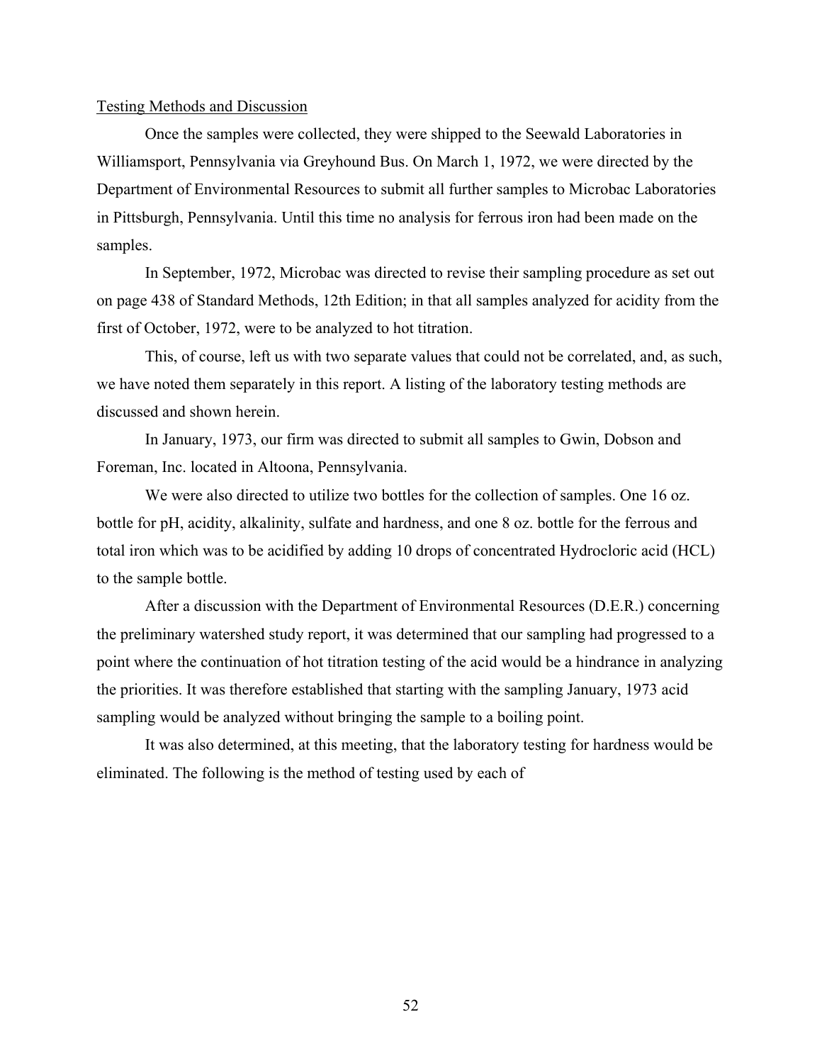Testing Methods and Discussion

Once the samples were collected, they were shipped to the Seewald Laboratories in Williamsport, Pennsylvania via Greyhound Bus. On March 1, 1972, we were directed by the Department of Environmental Resources to submit all further samples to Microbac Laboratories in Pittsburgh, Pennsylvania. Until this time no analysis for ferrous iron had been made on the samples.

In September, 1972, Microbac was directed to revise their sampling procedure as set out on page 438 of Standard Methods, 12th Edition; in that all samples analyzed for acidity from the first of October, 1972, were to be analyzed to hot titration.

This, of course, left us with two separate values that could not be correlated, and, as such, we have noted them separately in this report. A listing of the laboratory testing methods are discussed and shown herein.

In January, 1973, our firm was directed to submit all samples to Gwin, Dobson and Foreman, Inc. located in Altoona, Pennsylvania.

We were also directed to utilize two bottles for the collection of samples. One 16 oz. bottle for pH, acidity, alkalinity, sulfate and hardness, and one 8 oz. bottle for the ferrous and total iron which was to be acidified by adding 10 drops of concentrated Hydrocloric acid (HCL) to the sample bottle.

After a discussion with the Department of Environmental Resources (D.E.R.) concerning the preliminary watershed study report, it was determined that our sampling had progressed to a point where the continuation of hot titration testing of the acid would be a hindrance in analyzing the priorities. It was therefore established that starting with the sampling January, 1973 acid sampling would be analyzed without bringing the sample to a boiling point.

It was also determined, at this meeting, that the laboratory testing for hardness would be eliminated. The following is the method of testing used by each of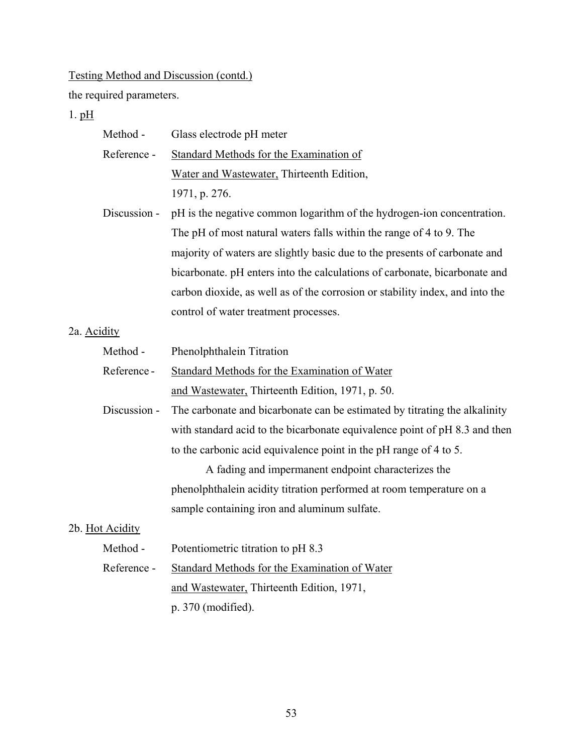Testing Method and Discussion (contd.)

the required parameters.

1. pH

Method - Glass electrode pH meter

Reference - Standard Methods for the Examination of Water and Wastewater, Thirteenth Edition, 1971, p. 276.

Discussion - pH is the negative common logarithm of the hydrogen-ion concentration. The pH of most natural waters falls within the range of 4 to 9. The majority of waters are slightly basic due to the presents of carbonate and bicarbonate. pH enters into the calculations of carbonate, bicarbonate and carbon dioxide, as well as of the corrosion or stability index, and into the control of water treatment processes.

2a. Acidity

Method - Phenolphthalein Titration

Reference - Standard Methods for the Examination of Water and Wastewater, Thirteenth Edition, 1971, p. 50.

Discussion - The carbonate and bicarbonate can be estimated by titrating the alkalinity with standard acid to the bicarbonate equivalence point of pH 8.3 and then to the carbonic acid equivalence point in the pH range of 4 to 5.

A fading and impermanent endpoint characterizes the phenolphthalein acidity titration performed at room temperature on a sample containing iron and aluminum sulfate.

2b. Hot Acidity

Method - Potentiometric titration to pH 8.3

Reference - Standard Methods for the Examination of Water and Wastewater, Thirteenth Edition, 1971, p. 370 (modified).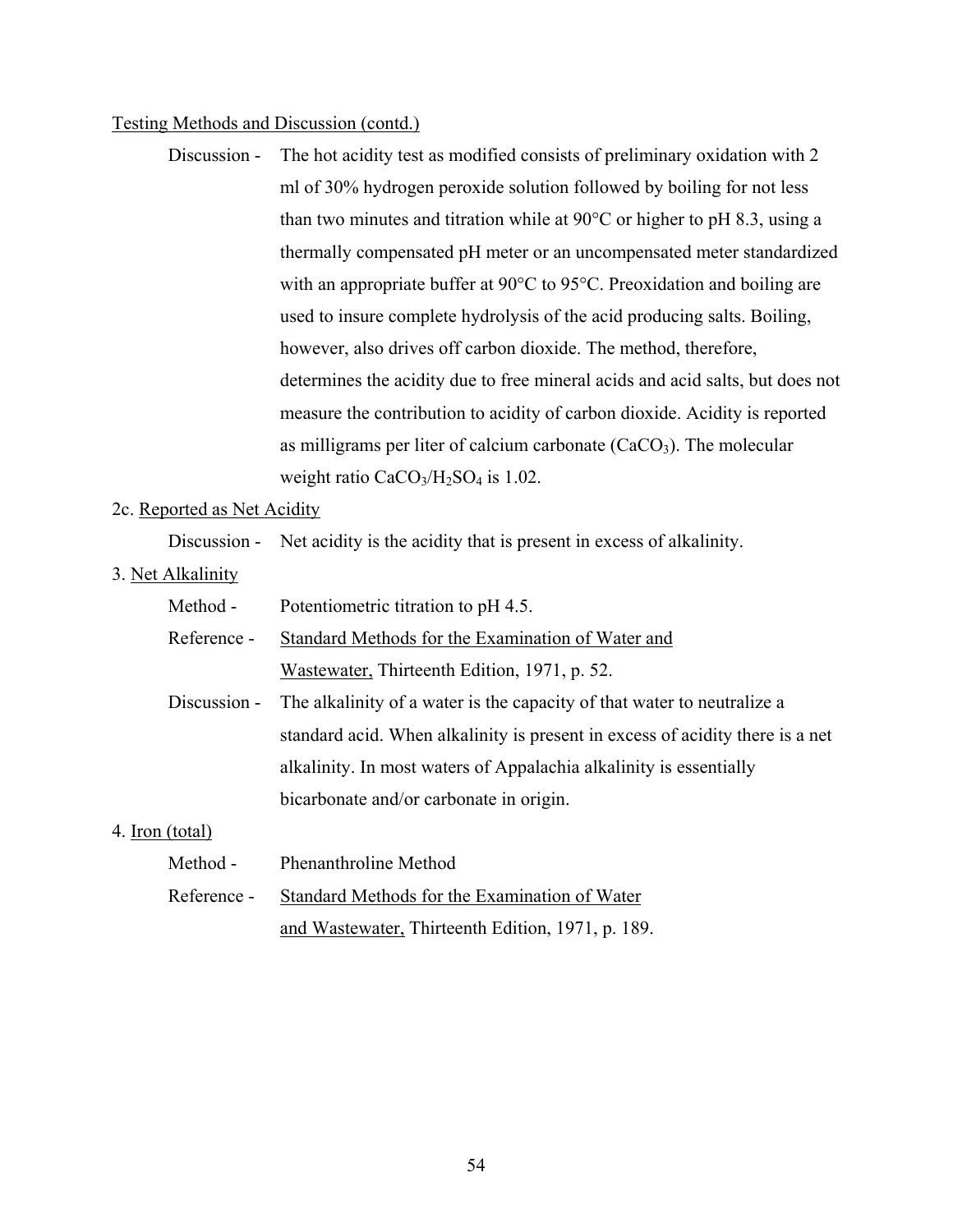Testing Methods and Discussion (contd.)

Discussion - The hot acidity test as modified consists of preliminary oxidation with 2 ml of 30% hydrogen peroxide solution followed by boiling for not less than two minutes and titration while at 90°C or higher to pH 8.3, using a thermally compensated pH meter or an uncompensated meter standardized with an appropriate buffer at 90°C to 95°C. Preoxidation and boiling are used to insure complete hydrolysis of the acid producing salts. Boiling, however, also drives off carbon dioxide. The method, therefore, determines the acidity due to free mineral acids and acid salts, but does not measure the contribution to acidity of carbon dioxide. Acidity is reported as milligrams per liter of calcium carbonate ($CaCO_3$). The molecular weight ratio $CaCO_3/H_2SO_4$ is 1.02.

2c. Reported as Net Acidity

Discussion - Net acidity is the acidity that is present in excess of alkalinity.

3. Net Alkalinity

Method - Potentiometric titration to pH 4.5.

Reference - Standard Methods for the Examination of Water and Wastewater, Thirteenth Edition, 1971, p. 52.

Discussion - The alkalinity of a water is the capacity of that water to neutralize a standard acid. When alkalinity is present in excess of acidity there is a net alkalinity. In most waters of Appalachia alkalinity is essentially bicarbonate and/or carbonate in origin.

4. Iron (total)

Method - Phenanthroline Method

Reference - Standard Methods for the Examination of Water and Wastewater, Thirteenth Edition, 1971, p. 189.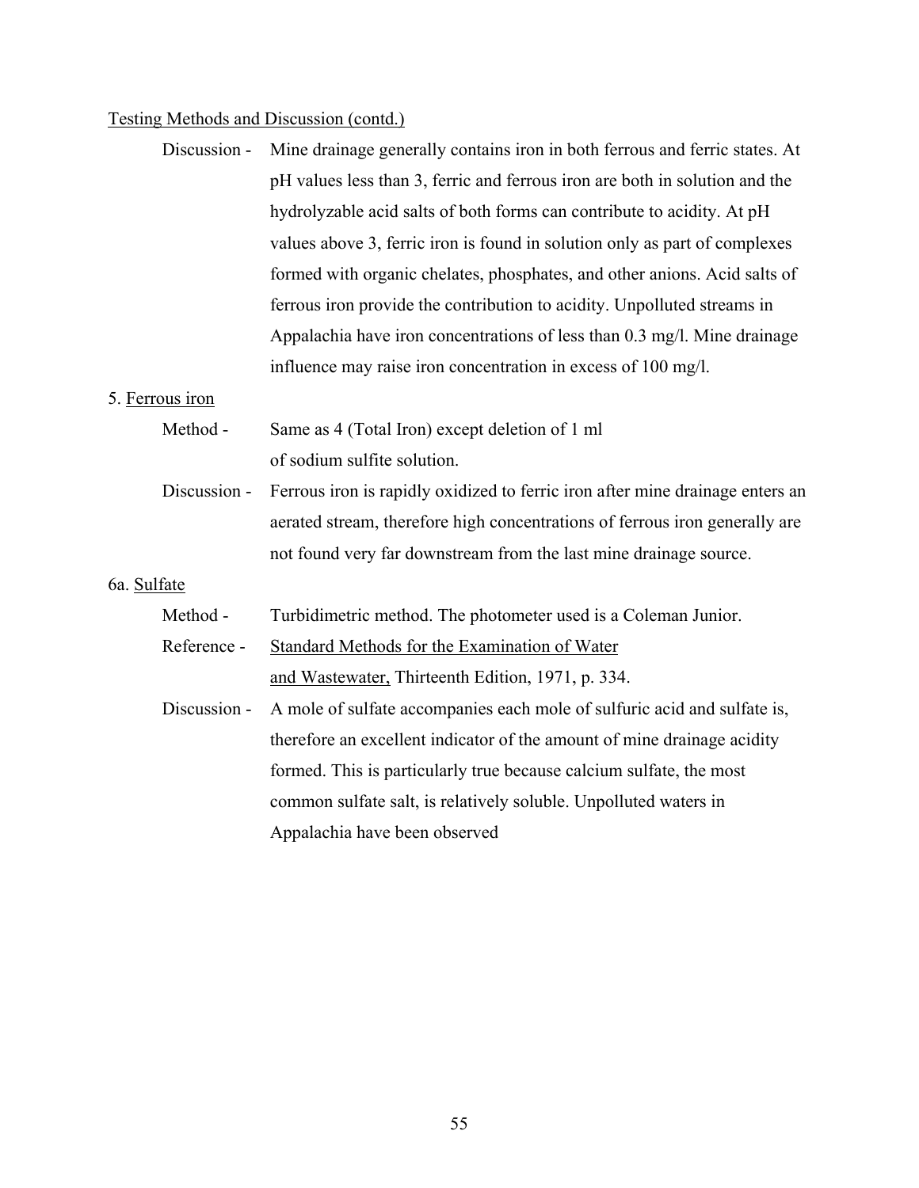Testing Methods and Discussion (contd.)

Discussion - Mine drainage generally contains iron in both ferrous and ferric states. At pH values less than 3, ferric and ferrous iron are both in solution and the hydrolyzable acid salts of both forms can contribute to acidity. At pH values above 3, ferric iron is found in solution only as part of complexes formed with organic chelates, phosphates, and other anions. Acid salts of ferrous iron provide the contribution to acidity. Unpolluted streams in Appalachia have iron concentrations of less than 0.3 mg/l. Mine drainage influence may raise iron concentration in excess of 100 mg/l.

5. Ferrous iron

Method - Same as 4 (Total Iron) except deletion of 1 ml of sodium sulfite solution.

Discussion - Ferrous iron is rapidly oxidized to ferric iron after mine drainage enters an aerated stream, therefore high concentrations of ferrous iron generally are not found very far downstream from the last mine drainage source.

6a. Sulfate

Method - Turbidimetric method. The photometer used is a Coleman Junior.

Reference - Standard Methods for the Examination of Water and Wastewater, Thirteenth Edition, 1971, p. 334.

Discussion - A mole of sulfate accompanies each mole of sulfuric acid and sulfate is, therefore an excellent indicator of the amount of mine drainage acidity formed. This is particularly true because calcium sulfate, the most common sulfate salt, is relatively soluble. Unpolluted waters in Appalachia have been observed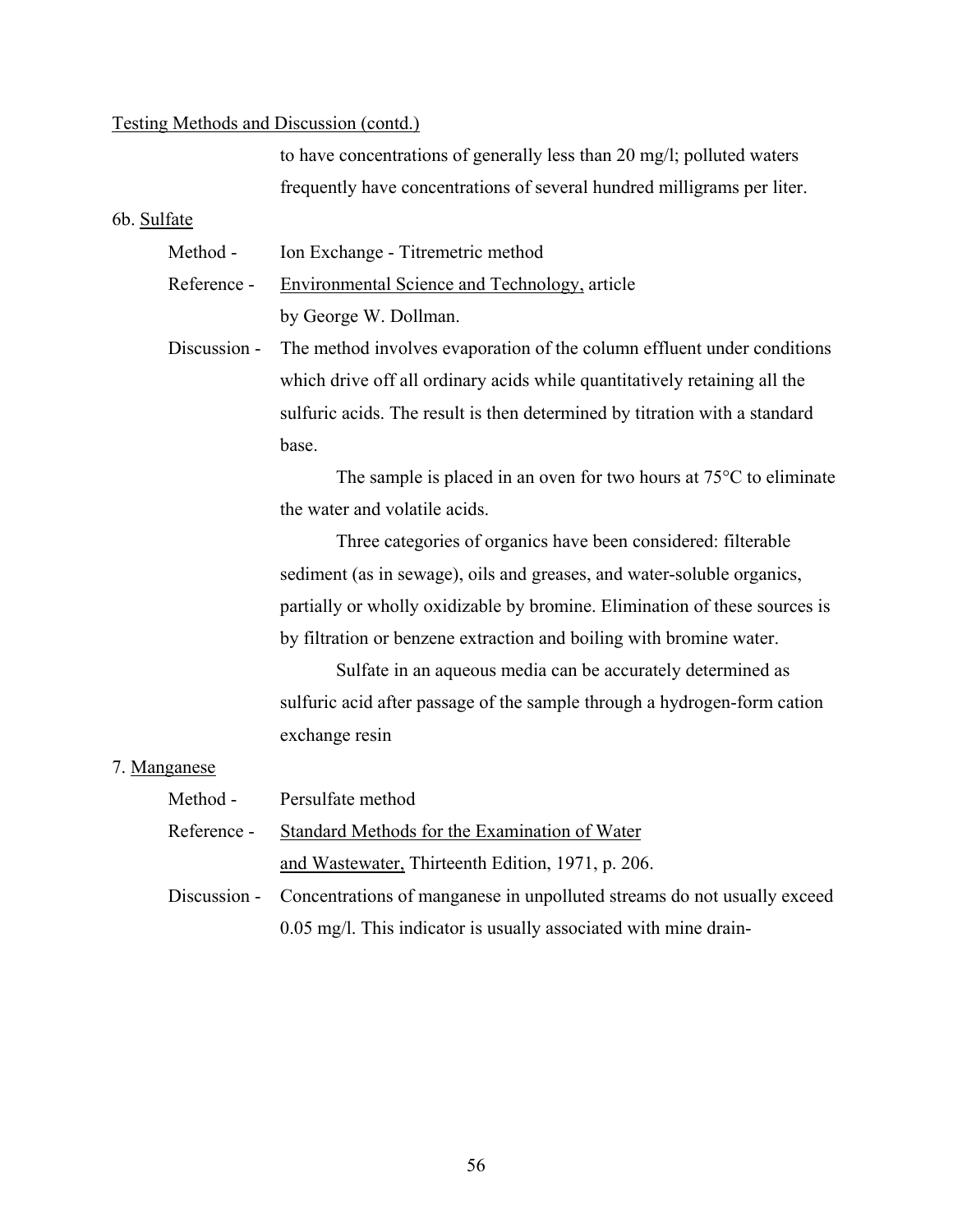Testing Methods and Discussion (contd.)

to have concentrations of generally less than 20 mg/l; polluted waters frequently have concentrations of several hundred milligrams per liter.

6b. Sulfate

Method - Ion Exchange - Titremetric method

Reference - Environmental Science and Technology, article by George W. Dollman.

Discussion - The method involves evaporation of the column effluent under conditions which drive off all ordinary acids while quantitatively retaining all the sulfuric acids. The result is then determined by titration with a standard base.

The sample is placed in an oven for two hours at 75°C to eliminate the water and volatile acids.

Three categories of organics have been considered: filterable sediment (as in sewage), oils and greases, and water-soluble organics, partially or wholly oxidizable by bromine. Elimination of these sources is by filtration or benzene extraction and boiling with bromine water.

Sulfate in an aqueous media can be accurately determined as sulfuric acid after passage of the sample through a hydrogen-form cation exchange resin

7. Manganese

Method - Persulfate method

Reference - Standard Methods for the Examination of Water and Wastewater, Thirteenth Edition, 1971, p. 206.

Discussion - Concentrations of manganese in unpolluted streams do not usually exceed 0.05 mg/l. This indicator is usually associated with mine drain-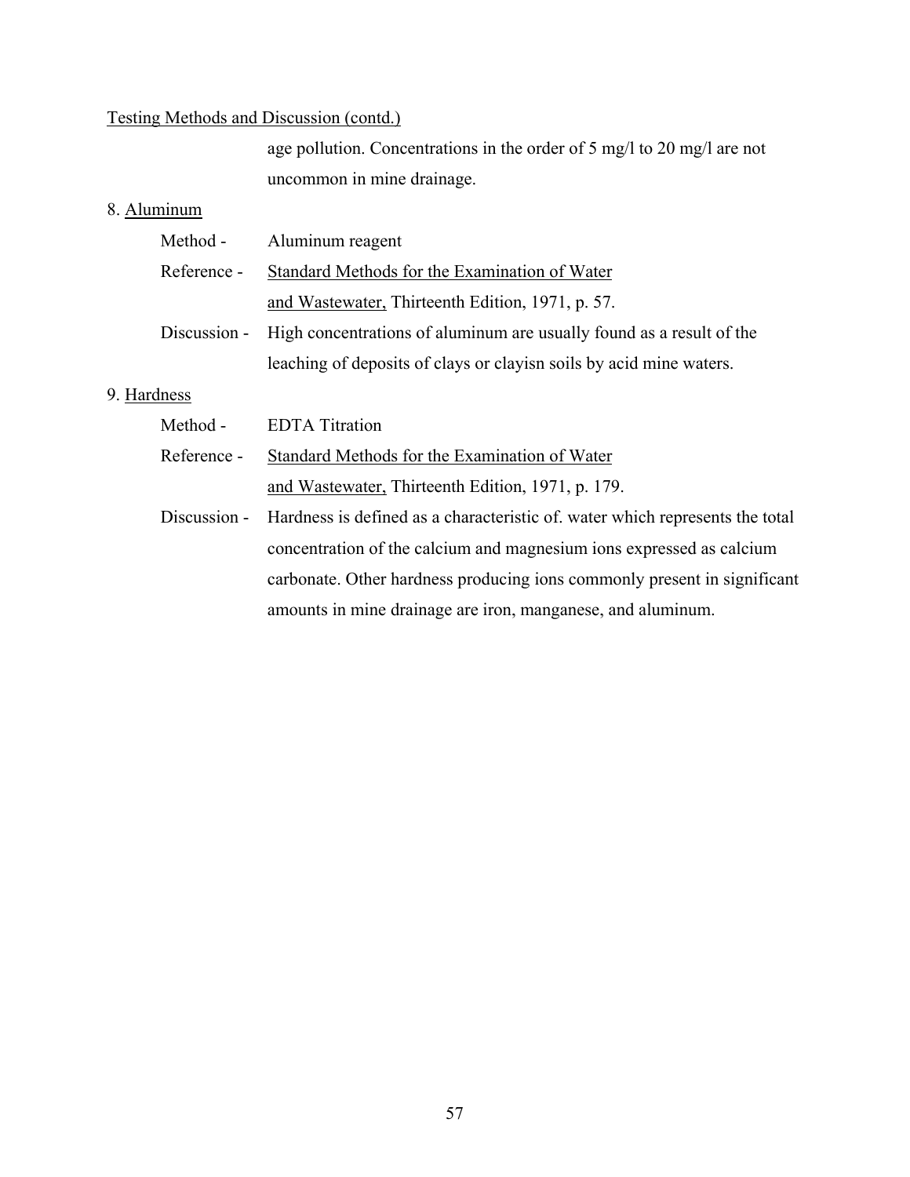Testing Methods and Discussion (contd.)

age pollution. Concentrations in the order of 5 mg/l to 20 mg/l are not uncommon in mine drainage.

8. Aluminum

Method - Aluminum reagent

Reference - Standard Methods for the Examination of Water and Wastewater, Thirteenth Edition, 1971, p. 57.

Discussion - High concentrations of aluminum are usually found as a result of the leaching of deposits of clays or clayisn soils by acid mine waters.

9. Hardness

Method - EDTA Titration

Reference - Standard Methods for the Examination of Water and Wastewater, Thirteenth Edition, 1971, p. 179.

Discussion - Hardness is defined as a characteristic of. water which represents the total concentration of the calcium and magnesium ions expressed as calcium carbonate. Other hardness producing ions commonly present in significant amounts in mine drainage are iron, manganese, and aluminum.